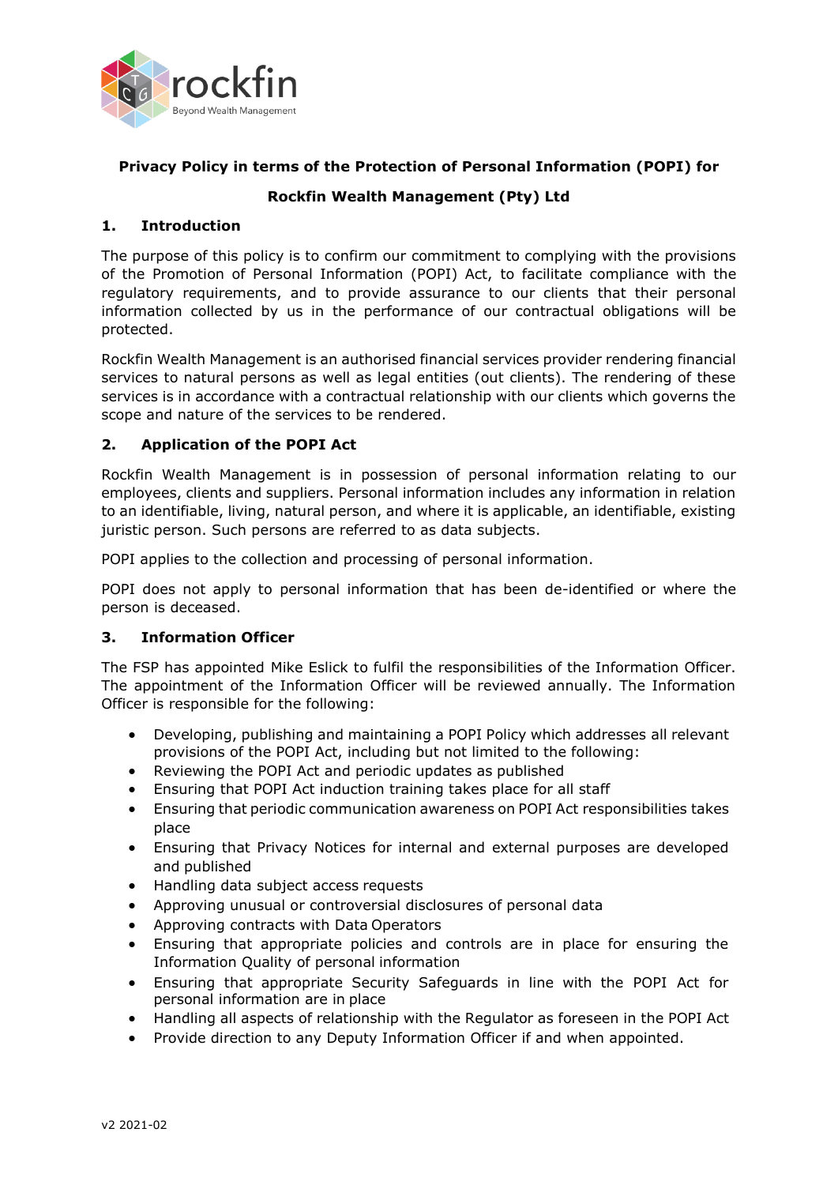**Privacy Policy in terms of the Protection of Personal Information (POPI) for**

**Rockfin Wealth Management (Pty) Ltd**

## 1. Introduction

The purpose of this policy is to confirm our commitment to complying with the provisions of the Promotion of Personal Information (POPI) Act, to facilitate compliance with the regulatory requirements, and to provide assurance to our clients that their personal information collected by us in the performance of our contractual obligations will be protected.

Rockfin Wealth Management is an authorised financial services provider rendering financial services to natural persons as well as legal entities (out clients). The rendering of these services is in accordance with a contractual relationship with our clients which governs the scope and nature of the services to be rendered.

## 2. Application of the POPI Act

Rockfin Wealth Management is in possession of personal information relating to our employees, clients and suppliers. Personal information includes any information in relation to an identifiable, living, natural person, and where it is applicable, an identifiable, existing juristic person. Such persons are referred to as data subjects.

POPI applies to the collection and processing of personal information.

POPI does not apply to personal information that has been de-identified or where the person is deceased.

## 3. Information Officer

The FSP has appointed Mike Eslick to fulfil the responsibilities of the Information Officer. The appointment of the Information Officer will be reviewed annually. The Information Officer is responsible for the following:

- Developing, publishing and maintaining a POPI Policy which addresses all relevant provisions of the POPI Act, including but not limited to the following:
- Reviewing the POPI Act and periodic updates as published
- Ensuring that POPI Act induction training takes place for all staff
- Ensuring that periodic communication awareness on POPI Act responsibilities takes place
- Ensuring that Privacy Notices for internal and external purposes are developed and published
- Handling data subject access requests
- Approving unusual or controversial disclosures of personal data
- Approving contracts with Data Operators
- Ensuring that appropriate policies and controls are in place for ensuring the Information Quality of personal information
- Ensuring that appropriate Security Safeguards in line with the POPI Act for personal information are in place
- Handling all aspects of relationship with the Regulator as foreseen in the POPI Act
- Provide direction to any Deputy Information Officer if and when appointed.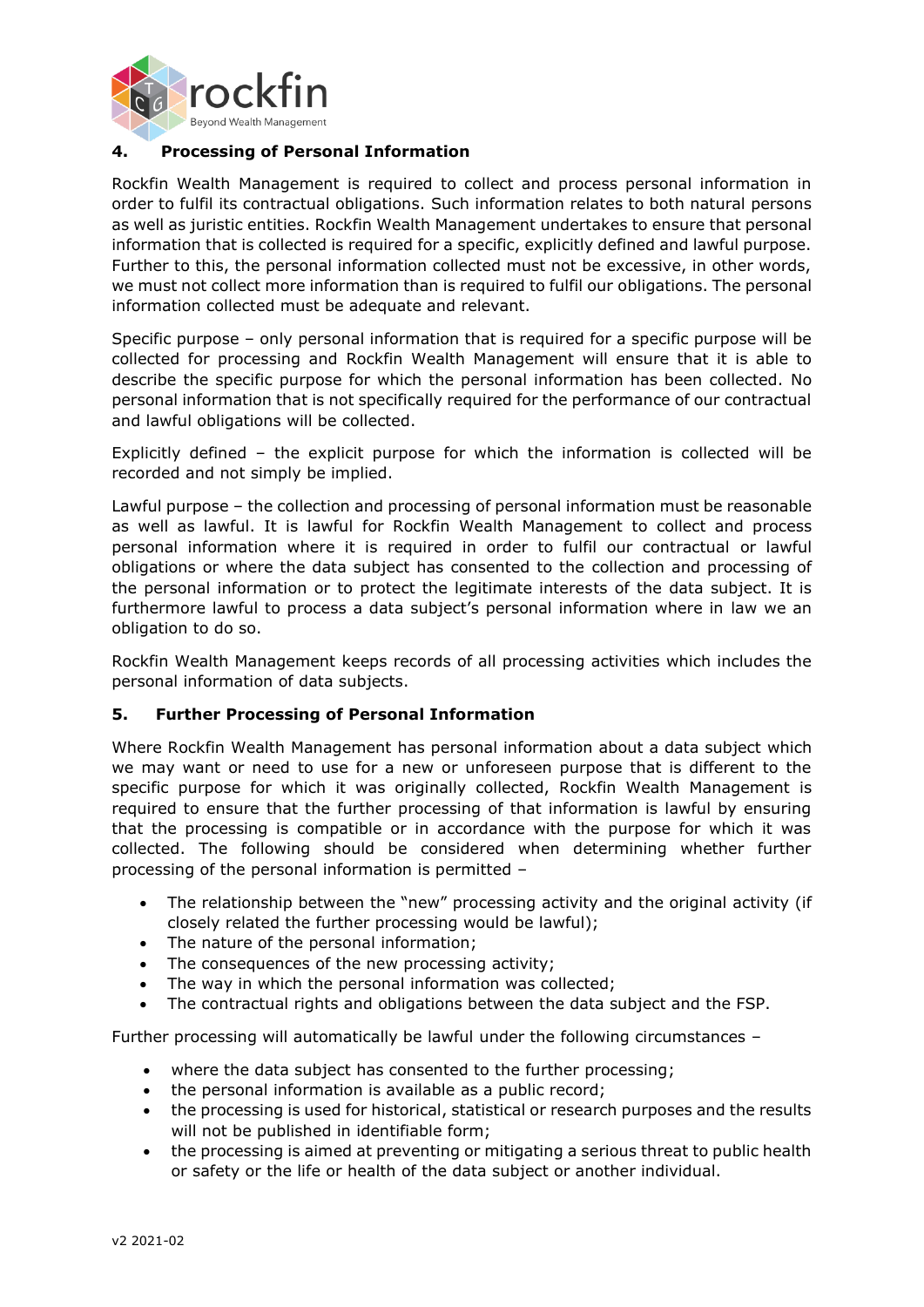## 4. Processing of Personal Information

Rockfin Wealth Management is required to collect and process personal information in order to fulfil its contractual obligations. Such information relates to both natural persons as well as juristic entities. Rockfin Wealth Management undertakes to ensure that personal information that is collected is required for a specific, explicitly defined and lawful purpose. Further to this, the personal information collected must not be excessive, in other words, we must not collect more information than is required to fulfil our obligations. The personal information collected must be adequate and relevant.

Specific purpose – only personal information that is required for a specific purpose will be collected for processing and Rockfin Wealth Management will ensure that it is able to describe the specific purpose for which the personal information has been collected. No personal information that is not specifically required for the performance of our contractual and lawful obligations will be collected.

Explicitly defined – the explicit purpose for which the information is collected will be recorded and not simply be implied.

Lawful purpose – the collection and processing of personal information must be reasonable as well as lawful. It is lawful for Rockfin Wealth Management to collect and process personal information where it is required in order to fulfil our contractual or lawful obligations or where the data subject has consented to the collection and processing of the personal information or to protect the legitimate interests of the data subject. It is furthermore lawful to process a data subject's personal information where in law we an obligation to do so.

Rockfin Wealth Management keeps records of all processing activities which includes the personal information of data subjects.

## 5. Further Processing of Personal Information

Where Rockfin Wealth Management has personal information about a data subject which we may want or need to use for a new or unforeseen purpose that is different to the specific purpose for which it was originally collected, Rockfin Wealth Management is required to ensure that the further processing of that information is lawful by ensuring that the processing is compatible or in accordance with the purpose for which it was collected. The following should be considered when determining whether further processing of the personal information is permitted –

- The relationship between the "new" processing activity and the original activity (if closely related the further processing would be lawful);
- The nature of the personal information;
- The consequences of the new processing activity;
- The way in which the personal information was collected;
- The contractual rights and obligations between the data subject and the FSP.

Further processing will automatically be lawful under the following circumstances –

- where the data subject has consented to the further processing;
- the personal information is available as a public record;
- the processing is used for historical, statistical or research purposes and the results will not be published in identifiable form;
- the processing is aimed at preventing or mitigating a serious threat to public health or safety or the life or health of the data subject or another individual.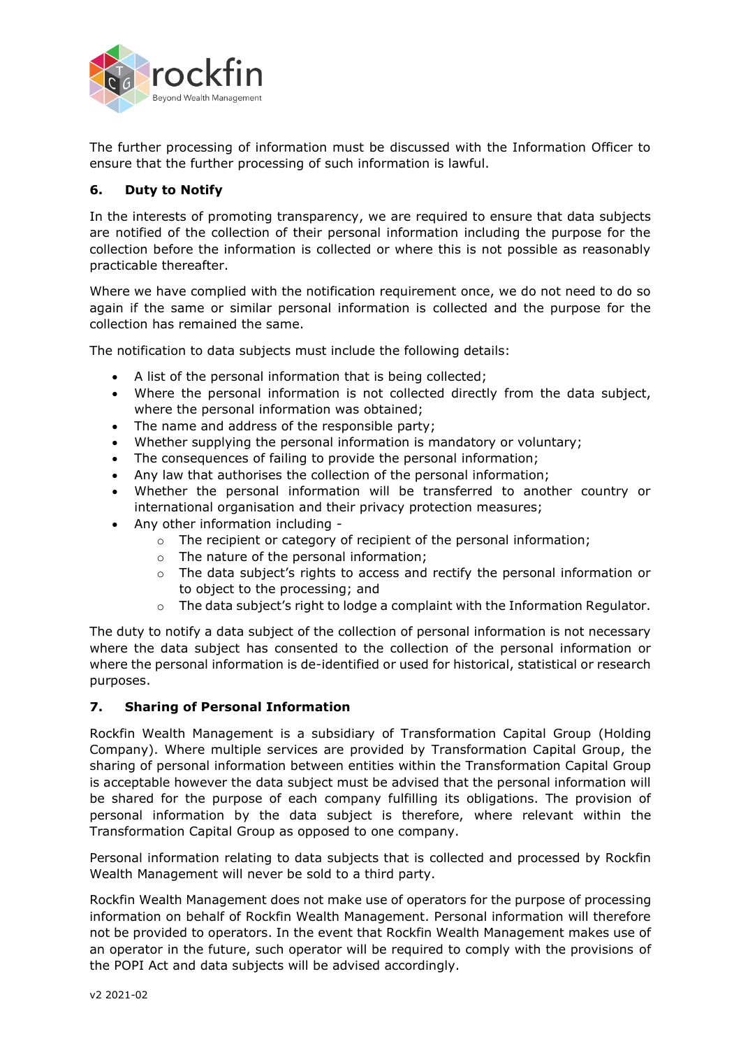The further processing of information must be discussed with the Information Officer to ensure that the further processing of such information is lawful.

## 6. Duty to Notify

In the interests of promoting transparency, we are required to ensure that data subjects are notified of the collection of their personal information including the purpose for the collection before the information is collected or where this is not possible as reasonably practicable thereafter.

Where we have complied with the notification requirement once, we do not need to do so again if the same or similar personal information is collected and the purpose for the collection has remained the same.

The notification to data subjects must include the following details:

- A list of the personal information that is being collected;
- Where the personal information is not collected directly from the data subject, where the personal information was obtained;
- The name and address of the responsible party;
- Whether supplying the personal information is mandatory or voluntary;
- The consequences of failing to provide the personal information;
- Any law that authorises the collection of the personal information;
- Whether the personal information will be transferred to another country or international organisation and their privacy protection measures;
- Any other information including -
  - The recipient or category of recipient of the personal information;
  - The nature of the personal information;
  - The data subject's rights to access and rectify the personal information or to object to the processing; and
  - The data subject's right to lodge a complaint with the Information Regulator.

The duty to notify a data subject of the collection of personal information is not necessary where the data subject has consented to the collection of the personal information or where the personal information is de-identified or used for historical, statistical or research purposes.

## 7. Sharing of Personal Information

Rockfin Wealth Management is a subsidiary of Transformation Capital Group (Holding Company). Where multiple services are provided by Transformation Capital Group, the sharing of personal information between entities within the Transformation Capital Group is acceptable however the data subject must be advised that the personal information will be shared for the purpose of each company fulfilling its obligations. The provision of personal information by the data subject is therefore, where relevant within the Transformation Capital Group as opposed to one company.

Personal information relating to data subjects that is collected and processed by Rockfin Wealth Management will never be sold to a third party.

Rockfin Wealth Management does not make use of operators for the purpose of processing information on behalf of Rockfin Wealth Management. Personal information will therefore not be provided to operators. In the event that Rockfin Wealth Management makes use of an operator in the future, such operator will be required to comply with the provisions of the POPI Act and data subjects will be advised accordingly.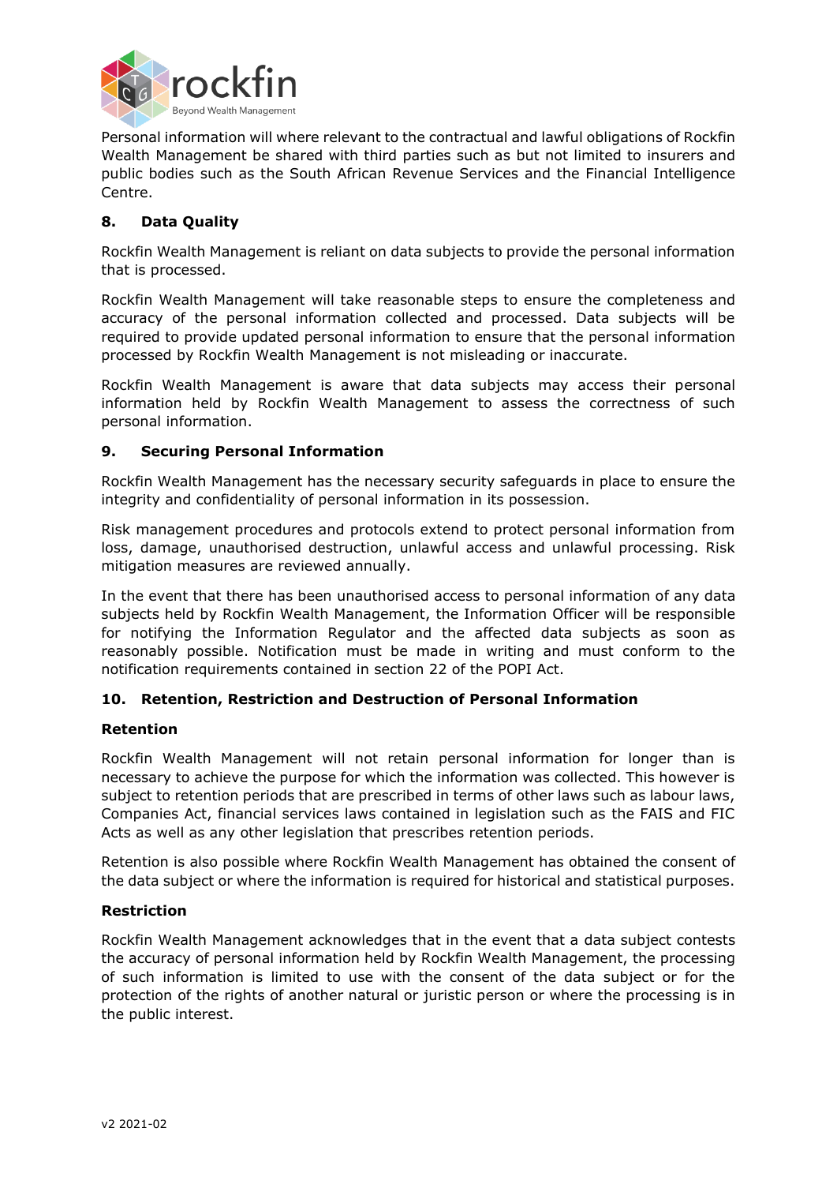Personal information will where relevant to the contractual and lawful obligations of Rockfin Wealth Management be shared with third parties such as but not limited to insurers and public bodies such as the South African Revenue Services and the Financial Intelligence Centre.

## 8. Data Quality

Rockfin Wealth Management is reliant on data subjects to provide the personal information that is processed.

Rockfin Wealth Management will take reasonable steps to ensure the completeness and accuracy of the personal information collected and processed. Data subjects will be required to provide updated personal information to ensure that the personal information processed by Rockfin Wealth Management is not misleading or inaccurate.

Rockfin Wealth Management is aware that data subjects may access their personal information held by Rockfin Wealth Management to assess the correctness of such personal information.

## 9. Securing Personal Information

Rockfin Wealth Management has the necessary security safeguards in place to ensure the integrity and confidentiality of personal information in its possession.

Risk management procedures and protocols extend to protect personal information from loss, damage, unauthorised destruction, unlawful access and unlawful processing. Risk mitigation measures are reviewed annually.

In the event that there has been unauthorised access to personal information of any data subjects held by Rockfin Wealth Management, the Information Officer will be responsible for notifying the Information Regulator and the affected data subjects as soon as reasonably possible. Notification must be made in writing and must conform to the notification requirements contained in section 22 of the POPI Act.

## 10. Retention, Restriction and Destruction of Personal Information

### Retention

Rockfin Wealth Management will not retain personal information for longer than is necessary to achieve the purpose for which the information was collected. This however is subject to retention periods that are prescribed in terms of other laws such as labour laws, Companies Act, financial services laws contained in legislation such as the FAIS and FIC Acts as well as any other legislation that prescribes retention periods.

Retention is also possible where Rockfin Wealth Management has obtained the consent of the data subject or where the information is required for historical and statistical purposes.

### Restriction

Rockfin Wealth Management acknowledges that in the event that a data subject contests the accuracy of personal information held by Rockfin Wealth Management, the processing of such information is limited to use with the consent of the data subject or for the protection of the rights of another natural or juristic person or where the processing is in the public interest.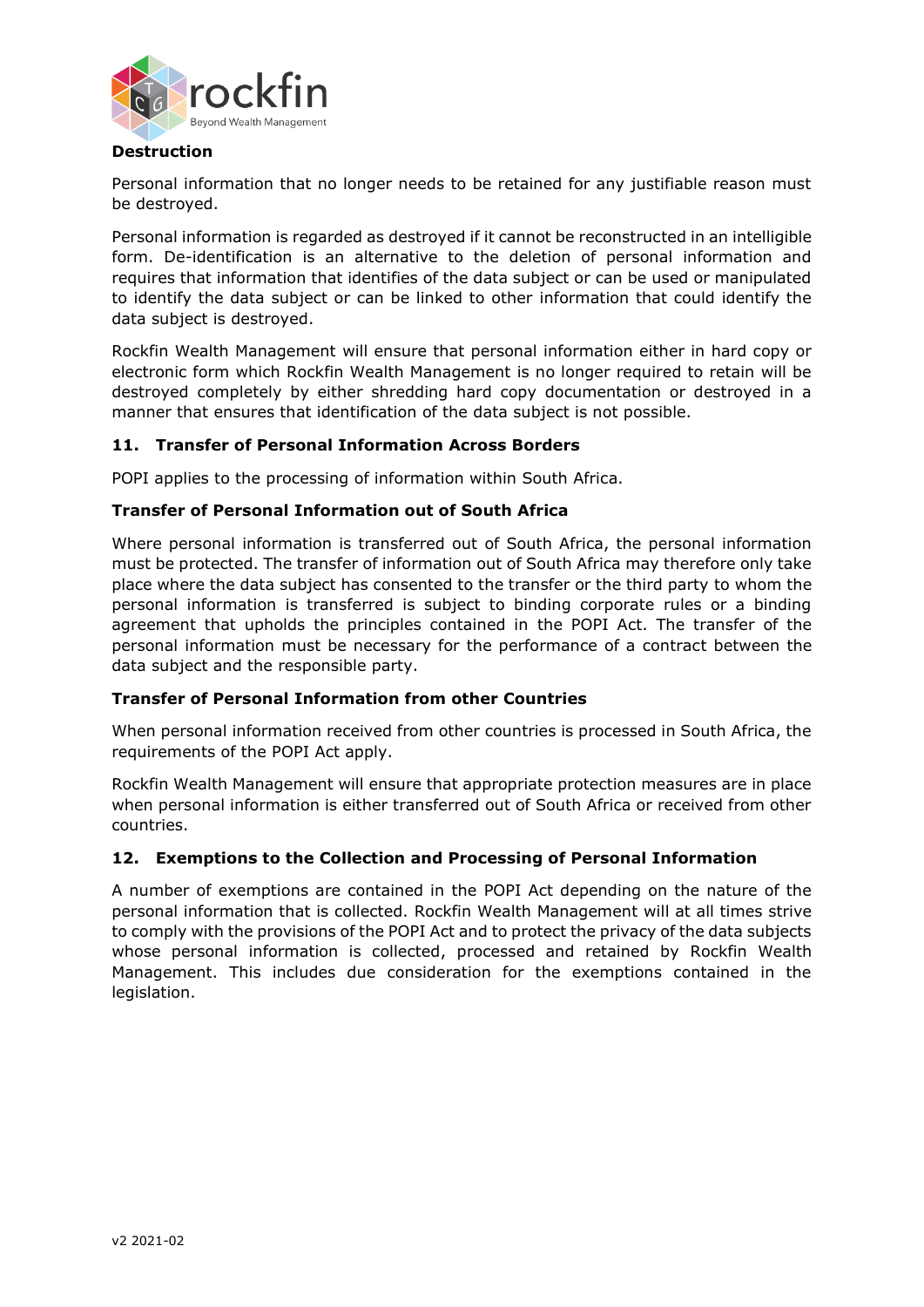### Destruction

Personal information that no longer needs to be retained for any justifiable reason must be destroyed.

Personal information is regarded as destroyed if it cannot be reconstructed in an intelligible form. De-identification is an alternative to the deletion of personal information and requires that information that identifies of the data subject or can be used or manipulated to identify the data subject or can be linked to other information that could identify the data subject is destroyed.

Rockfin Wealth Management will ensure that personal information either in hard copy or electronic form which Rockfin Wealth Management is no longer required to retain will be destroyed completely by either shredding hard copy documentation or destroyed in a manner that ensures that identification of the data subject is not possible.

## 11. Transfer of Personal Information Across Borders

POPI applies to the processing of information within South Africa.

### Transfer of Personal Information out of South Africa

Where personal information is transferred out of South Africa, the personal information must be protected. The transfer of information out of South Africa may therefore only take place where the data subject has consented to the transfer or the third party to whom the personal information is transferred is subject to binding corporate rules or a binding agreement that upholds the principles contained in the POPI Act. The transfer of the personal information must be necessary for the performance of a contract between the data subject and the responsible party.

### Transfer of Personal Information from other Countries

When personal information received from other countries is processed in South Africa, the requirements of the POPI Act apply.

Rockfin Wealth Management will ensure that appropriate protection measures are in place when personal information is either transferred out of South Africa or received from other countries.

## 12. Exemptions to the Collection and Processing of Personal Information

A number of exemptions are contained in the POPI Act depending on the nature of the personal information that is collected. Rockfin Wealth Management will at all times strive to comply with the provisions of the POPI Act and to protect the privacy of the data subjects whose personal information is collected, processed and retained by Rockfin Wealth Management. This includes due consideration for the exemptions contained in the legislation.